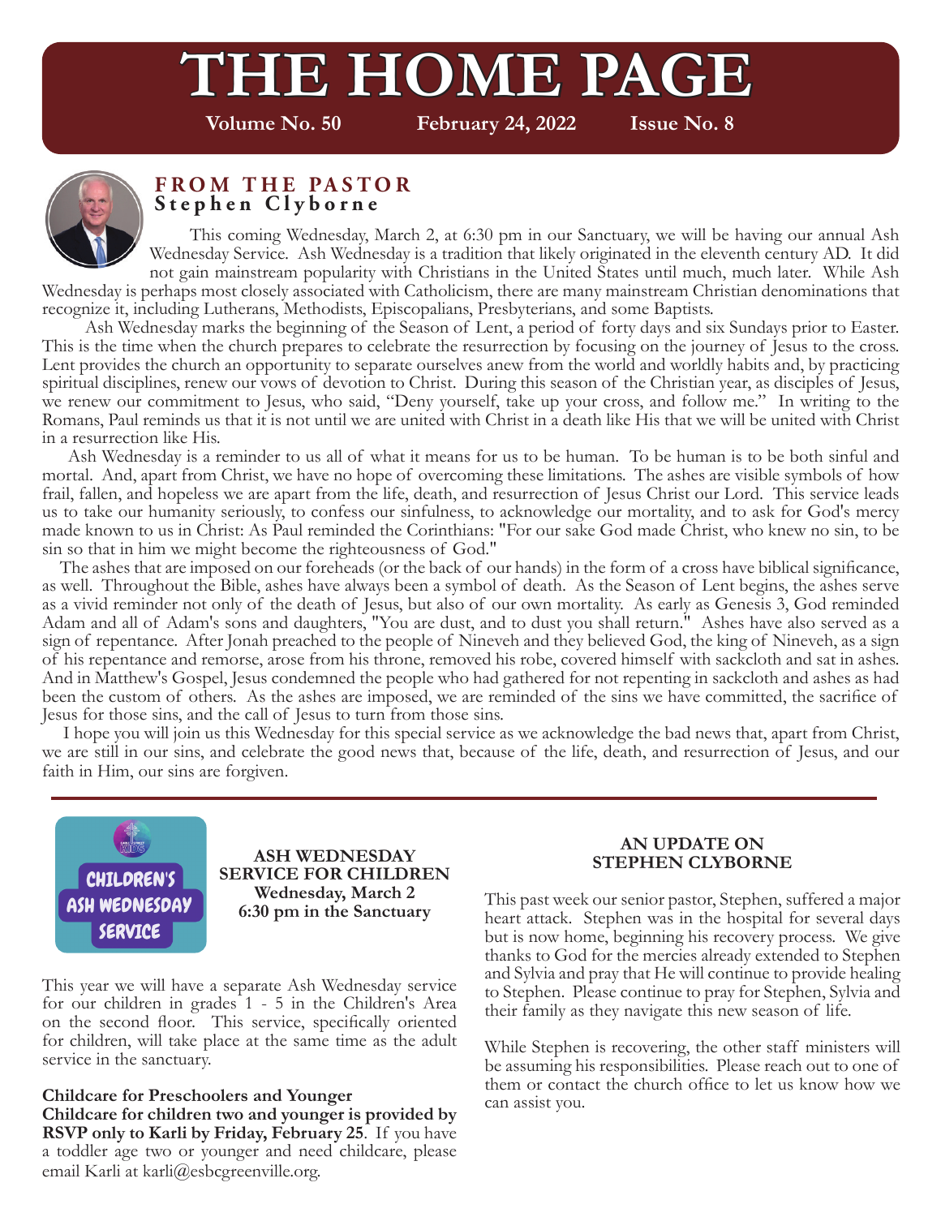# THE HOME PAGE

**Volume No. 50** **February 24, 2022** **Issue No. 8**

## FROM THE PASTOR
### Stephen Clyborne

This coming Wednesday, March 2, at 6:30 pm in our Sanctuary, we will be having our annual Ash Wednesday Service. Ash Wednesday is a tradition that likely originated in the eleventh century AD. It did not gain mainstream popularity with Christians in the United States until much, much later. While Ash Wednesday is perhaps most closely associated with Catholicism, there are many mainstream Christian denominations that recognize it, including Lutherans, Methodists, Episcopalians, Presbyterians, and some Baptists.

Ash Wednesday marks the beginning of the Season of Lent, a period of forty days and six Sundays prior to Easter. This is the time when the church prepares to celebrate the resurrection by focusing on the journey of Jesus to the cross. Lent provides the church an opportunity to separate ourselves anew from the world and worldly habits and, by practicing spiritual disciplines, renew our vows of devotion to Christ. During this season of the Christian year, as disciples of Jesus, we renew our commitment to Jesus, who said, "Deny yourself, take up your cross, and follow me." In writing to the Romans, Paul reminds us that it is not until we are united with Christ in a death like His that we will be united with Christ in a resurrection like His.

Ash Wednesday is a reminder to us all of what it means for us to be human. To be human is to be both sinful and mortal. And, apart from Christ, we have no hope of overcoming these limitations. The ashes are visible symbols of how frail, fallen, and hopeless we are apart from the life, death, and resurrection of Jesus Christ our Lord. This service leads us to take our humanity seriously, to confess our sinfulness, to acknowledge our mortality, and to ask for God's mercy made known to us in Christ: As Paul reminded the Corinthians: "For our sake God made Christ, who knew no sin, to be sin so that in him we might become the righteousness of God."

The ashes that are imposed on our foreheads (or the back of our hands) in the form of a cross have biblical significance, as well. Throughout the Bible, ashes have always been a symbol of death. As the Season of Lent begins, the ashes serve as a vivid reminder not only of the death of Jesus, but also of our own mortality. As early as Genesis 3, God reminded Adam and all of Adam's sons and daughters, "You are dust, and to dust you shall return." Ashes have also served as a sign of repentance. After Jonah preached to the people of Nineveh and they believed God, the king of Nineveh, as a sign of his repentance and remorse, arose from his throne, removed his robe, covered himself with sackcloth and sat in ashes. And in Matthew's Gospel, Jesus condemned the people who had gathered for not repenting in sackcloth and ashes as had been the custom of others. As the ashes are imposed, we are reminded of the sins we have committed, the sacrifice of Jesus for those sins, and the call of Jesus to turn from those sins.

I hope you will join us this Wednesday for this special service as we acknowledge the bad news that, apart from Christ, we are still in our sins, and celebrate the good news that, because of the life, death, and resurrection of Jesus, and our faith in Him, our sins are forgiven.

---

CHILDREN'S ASH WEDNESDAY SERVICE

**ASH WEDNESDAY SERVICE FOR CHILDREN**
**Wednesday, March 2**
**6:30 pm in the Sanctuary**

This year we will have a separate Ash Wednesday service for our children in grades 1 - 5 in the Children's Area on the second floor. This service, specifically oriented for children, will take place at the same time as the adult service in the sanctuary.

**Childcare for Preschoolers and Younger**
**Childcare for children two and younger is provided by RSVP only to Karli by Friday, February 25**. If you have a toddler age two or younger and need childcare, please email Karli at karli@esbcgreenville.org.

**AN UPDATE ON STEPHEN CLYBORNE**

This past week our senior pastor, Stephen, suffered a major heart attack. Stephen was in the hospital for several days but is now home, beginning his recovery process. We give thanks to God for the mercies already extended to Stephen and Sylvia and pray that He will continue to provide healing to Stephen. Please continue to pray for Stephen, Sylvia and their family as they navigate this new season of life.

While Stephen is recovering, the other staff ministers will be assuming his responsibilities. Please reach out to one of them or contact the church office to let us know how we can assist you.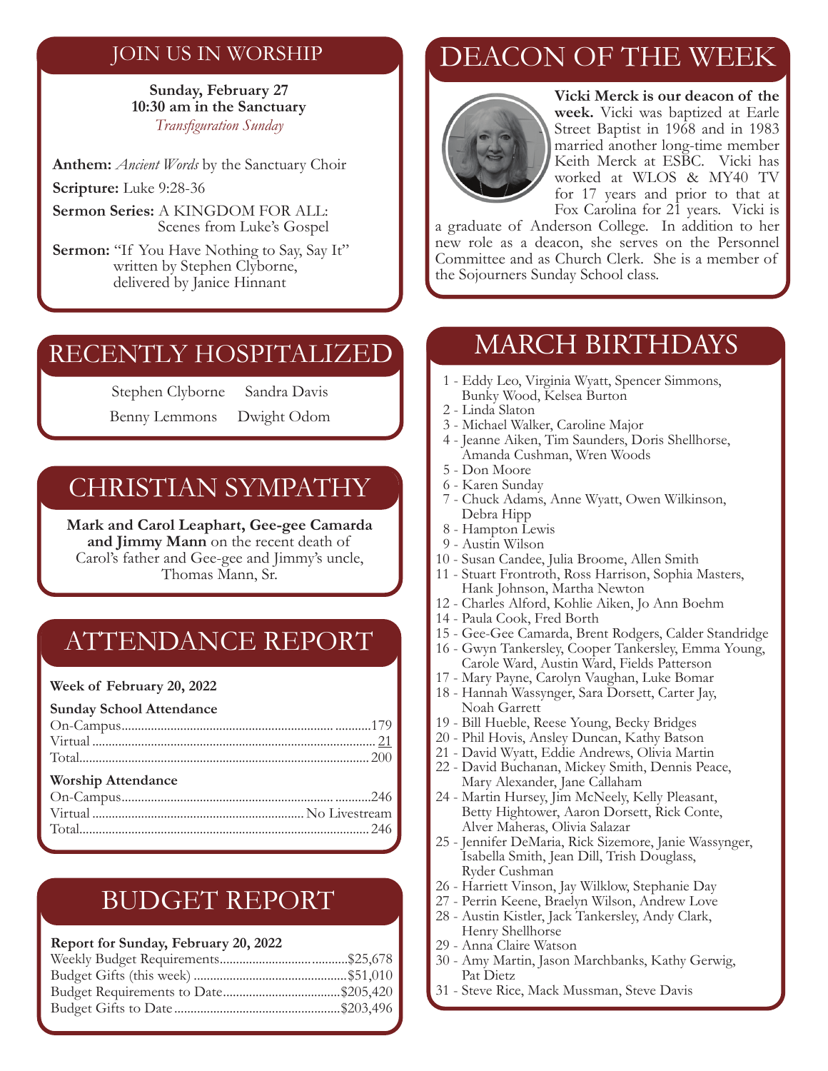## JOIN US IN WORSHIP

**Sunday, February 27**
**10:30 am in the Sanctuary**
*Transfiguration Sunday*

**Anthem:** *Ancient Words* by the Sanctuary Choir

**Scripture:** Luke 9:28-36

**Sermon Series:** A KINGDOM FOR ALL: Scenes from Luke's Gospel

**Sermon:** "If You Have Nothing to Say, Say It" written by Stephen Clyborne, delivered by Janice Hinnant

## RECENTLY HOSPITALIZED

Stephen Clyborne
Sandra Davis
Benny Lemmons
Dwight Odom

## CHRISTIAN SYMPATHY

**Mark and Carol Leaphart, Gee-gee Camarda and Jimmy Mann** on the recent death of Carol's father and Gee-gee and Jimmy's uncle, Thomas Mann, Sr.

## ATTENDANCE REPORT

**Week of February 20, 2022**

**Sunday School Attendance**

| | |
|---|---|
| On-Campus | 179 |
| Virtual | 21 |
| Total | 200 |

**Worship Attendance**

| | |
|---|---|
| On-Campus | 246 |
| Virtual | No Livestream |
| Total | 246 |

## BUDGET REPORT

**Report for Sunday, February 20, 2022**

| | |
|---|---|
| Weekly Budget Requirements | $25,678 |
| Budget Gifts (this week) | $51,010 |
| Budget Requirements to Date | $205,420 |
| Budget Gifts to Date | $203,496 |

## DEACON OF THE WEEK

**Vicki Merck is our deacon of the week.** Vicki was baptized at Earle Street Baptist in 1968 and in 1983 married another long-time member Keith Merck at ESBC. Vicki has worked at WLOS & MY40 TV for 17 years and prior to that at Fox Carolina for 21 years. Vicki is a graduate of Anderson College. In addition to her new role as a deacon, she serves on the Personnel Committee and as Church Clerk. She is a member of the Sojourners Sunday School class.

## MARCH BIRTHDAYS

1 - Eddy Leo, Virginia Wyatt, Spencer Simmons, Bunky Wood, Kelsea Burton
2 - Linda Slaton
3 - Michael Walker, Caroline Major
4 - Jeanne Aiken, Tim Saunders, Doris Shellhorse, Amanda Cushman, Wren Woods
5 - Don Moore
6 - Karen Sunday
7 - Chuck Adams, Anne Wyatt, Owen Wilkinson, Debra Hipp
8 - Hampton Lewis
9 - Austin Wilson
10 - Susan Candee, Julia Broome, Allen Smith
11 - Stuart Frontroth, Ross Harrison, Sophia Masters, Hank Johnson, Martha Newton
12 - Charles Alford, Kohlie Aiken, Jo Ann Boehm
14 - Paula Cook, Fred Borth
15 - Gee-Gee Camarda, Brent Rodgers, Calder Standridge
16 - Gwyn Tankersley, Cooper Tankersley, Emma Young, Carole Ward, Austin Ward, Fields Patterson
17 - Mary Payne, Carolyn Vaughan, Luke Bomar
18 - Hannah Wassynger, Sara Dorsett, Carter Jay, Noah Garrett
19 - Bill Hueble, Reese Young, Becky Bridges
20 - Phil Hovis, Ansley Duncan, Kathy Batson
21 - David Wyatt, Eddie Andrews, Olivia Martin
22 - David Buchanan, Mickey Smith, Dennis Peace, Mary Alexander, Jane Callaham
24 - Martin Hursey, Jim McNeely, Kelly Pleasant, Betty Hightower, Aaron Dorsett, Rick Conte, Alver Maheras, Olivia Salazar
25 - Jennifer DeMaria, Rick Sizemore, Janie Wassynger, Isabella Smith, Jean Dill, Trish Douglass, Ryder Cushman
26 - Harriett Vinson, Jay Wilklow, Stephanie Day
27 - Perrin Keene, Braelyn Wilson, Andrew Love
28 - Austin Kistler, Jack Tankersley, Andy Clark, Henry Shellhorse
29 - Anna Claire Watson
30 - Amy Martin, Jason Marchbanks, Kathy Gerwig, Pat Dietz
31 - Steve Rice, Mack Mussman, Steve Davis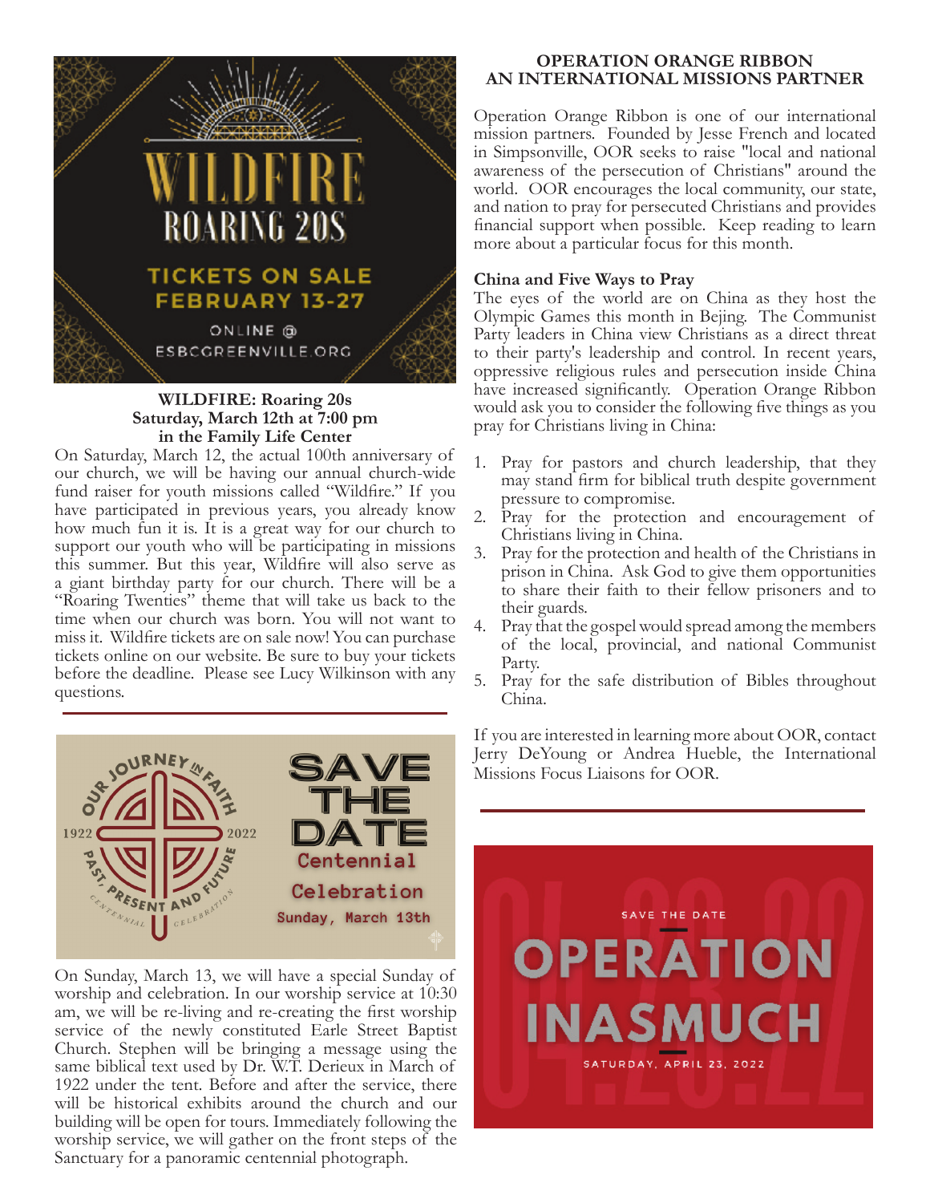WILDFIRE
ROARING 20S
TICKETS ON SALE
FEBRUARY 13-27
ONLINE @
ESBCGREENVILLE.ORG

**WILDFIRE: Roaring 20s**
**Saturday, March 12th at 7:00 pm**
**in the Family Life Center**

On Saturday, March 12, the actual 100th anniversary of our church, we will be having our annual church-wide fund raiser for youth missions called "Wildfire." If you have participated in previous years, you already know how much fun it is. It is a great way for our church to support our youth who will be participating in missions this summer. But this year, Wildfire will also serve as a giant birthday party for our church. There will be a "Roaring Twenties" theme that will take us back to the time when our church was born. You will not want to miss it. Wildfire tickets are on sale now! You can purchase tickets online on our website. Be sure to buy your tickets before the deadline. Please see Lucy Wilkinson with any questions.

OUR JOURNEY IN FAITH
1922 2022
PAST, PRESENT AND FUTURE
CENTENNIAL CELEBRATION

SAVE THE DATE
Centennial Celebration
Sunday, March 13th

On Sunday, March 13, we will have a special Sunday of worship and celebration. In our worship service at 10:30 am, we will be re-living and re-creating the first worship service of the newly constituted Earle Street Baptist Church. Stephen will be bringing a message using the same biblical text used by Dr. W.T. Derieux in March of 1922 under the tent. Before and after the service, there will be historical exhibits around the church and our building will be open for tours. Immediately following the worship service, we will gather on the front steps of the Sanctuary for a panoramic centennial photograph.

## OPERATION ORANGE RIBBON AN INTERNATIONAL MISSIONS PARTNER

Operation Orange Ribbon is one of our international mission partners. Founded by Jesse French and located in Simpsonville, OOR seeks to raise "local and national awareness of the persecution of Christians" around the world. OOR encourages the local community, our state, and nation to pray for persecuted Christians and provides financial support when possible. Keep reading to learn more about a particular focus for this month.

**China and Five Ways to Pray**

The eyes of the world are on China as they host the Olympic Games this month in Bejing. The Communist Party leaders in China view Christians as a direct threat to their party's leadership and control. In recent years, oppressive religious rules and persecution inside China have increased significantly. Operation Orange Ribbon would ask you to consider the following five things as you pray for Christians living in China:

1. Pray for pastors and church leadership, that they may stand firm for biblical truth despite government pressure to compromise.
2. Pray for the protection and encouragement of Christians living in China.
3. Pray for the protection and health of the Christians in prison in China. Ask God to give them opportunities to share their faith to their fellow prisoners and to their guards.
4. Pray that the gospel would spread among the members of the local, provincial, and national Communist Party.
5. Pray for the safe distribution of Bibles throughout China.

If you are interested in learning more about OOR, contact Jerry DeYoung or Andrea Hueble, the International Missions Focus Liaisons for OOR.

SAVE THE DATE
OPERATION INASMUCH
SATURDAY, APRIL 23, 2022
04.23.22